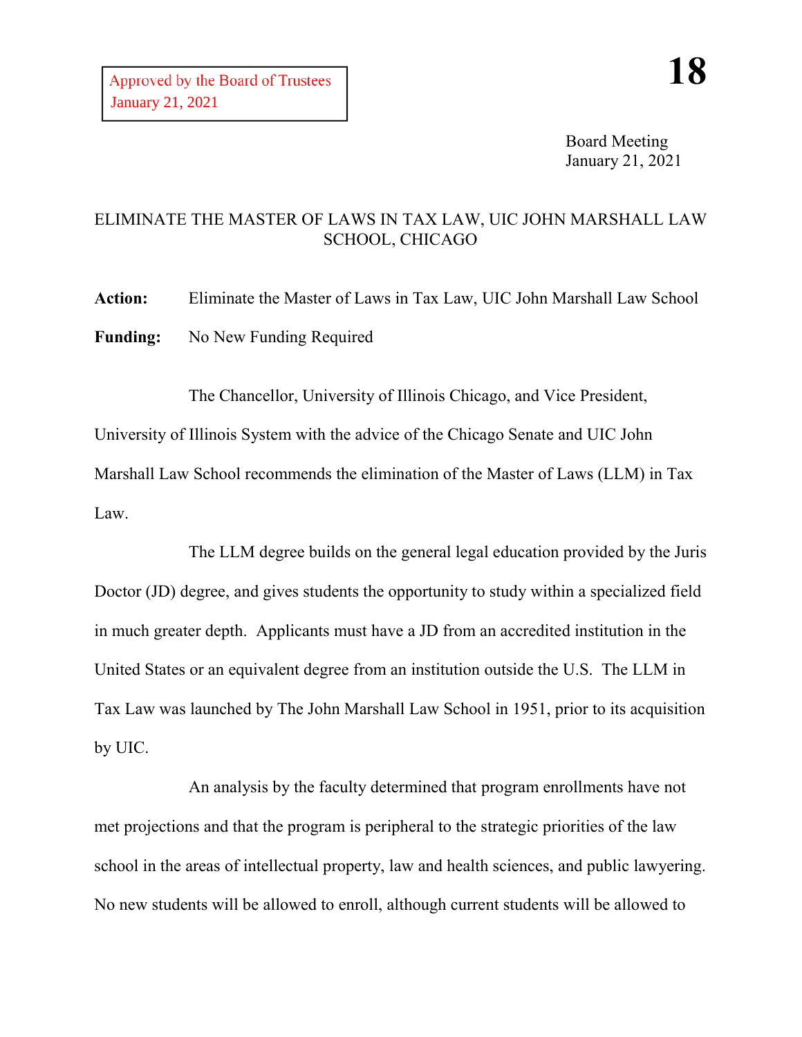Approved by the Board of Trustees
January 21, 2021

**18**

Board Meeting
January 21, 2021

# ELIMINATE THE MASTER OF LAWS IN TAX LAW, UIC JOHN MARSHALL LAW SCHOOL, CHICAGO

**Action:** Eliminate the Master of Laws in Tax Law, UIC John Marshall Law School

**Funding:** No New Funding Required

The Chancellor, University of Illinois Chicago, and Vice President, University of Illinois System with the advice of the Chicago Senate and UIC John Marshall Law School recommends the elimination of the Master of Laws (LLM) in Tax Law.

The LLM degree builds on the general legal education provided by the Juris Doctor (JD) degree, and gives students the opportunity to study within a specialized field in much greater depth. Applicants must have a JD from an accredited institution in the United States or an equivalent degree from an institution outside the U.S. The LLM in Tax Law was launched by The John Marshall Law School in 1951, prior to its acquisition by UIC.

An analysis by the faculty determined that program enrollments have not met projections and that the program is peripheral to the strategic priorities of the law school in the areas of intellectual property, law and health sciences, and public lawyering. No new students will be allowed to enroll, although current students will be allowed to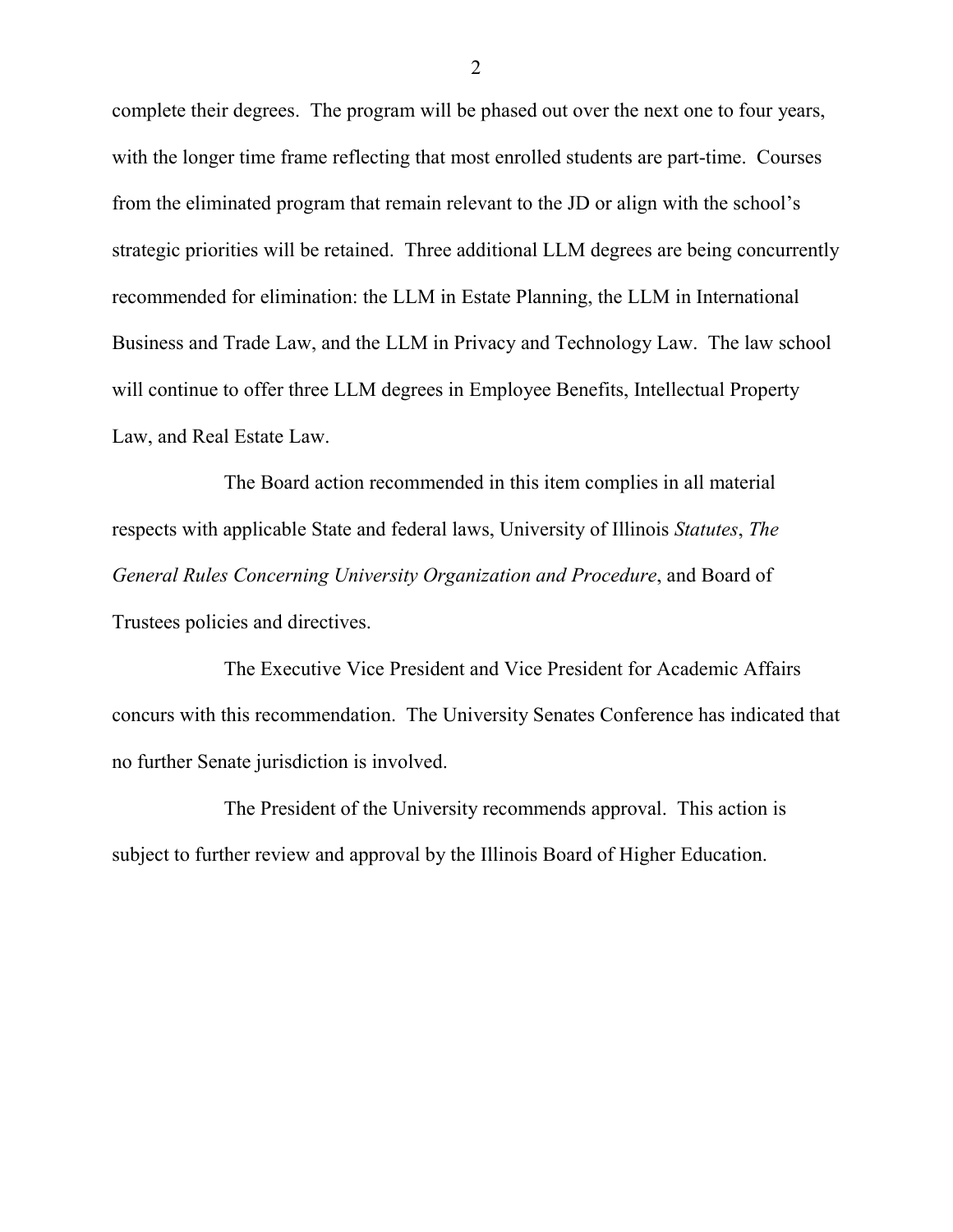complete their degrees. The program will be phased out over the next one to four years, with the longer time frame reflecting that most enrolled students are part-time. Courses from the eliminated program that remain relevant to the JD or align with the school's strategic priorities will be retained. Three additional LLM degrees are being concurrently recommended for elimination: the LLM in Estate Planning, the LLM in International Business and Trade Law, and the LLM in Privacy and Technology Law. The law school will continue to offer three LLM degrees in Employee Benefits, Intellectual Property Law, and Real Estate Law.

The Board action recommended in this item complies in all material respects with applicable State and federal laws, University of Illinois *Statutes*, *The General Rules Concerning University Organization and Procedure*, and Board of Trustees policies and directives.

The Executive Vice President and Vice President for Academic Affairs concurs with this recommendation. The University Senates Conference has indicated that no further Senate jurisdiction is involved.

The President of the University recommends approval. This action is subject to further review and approval by the Illinois Board of Higher Education.